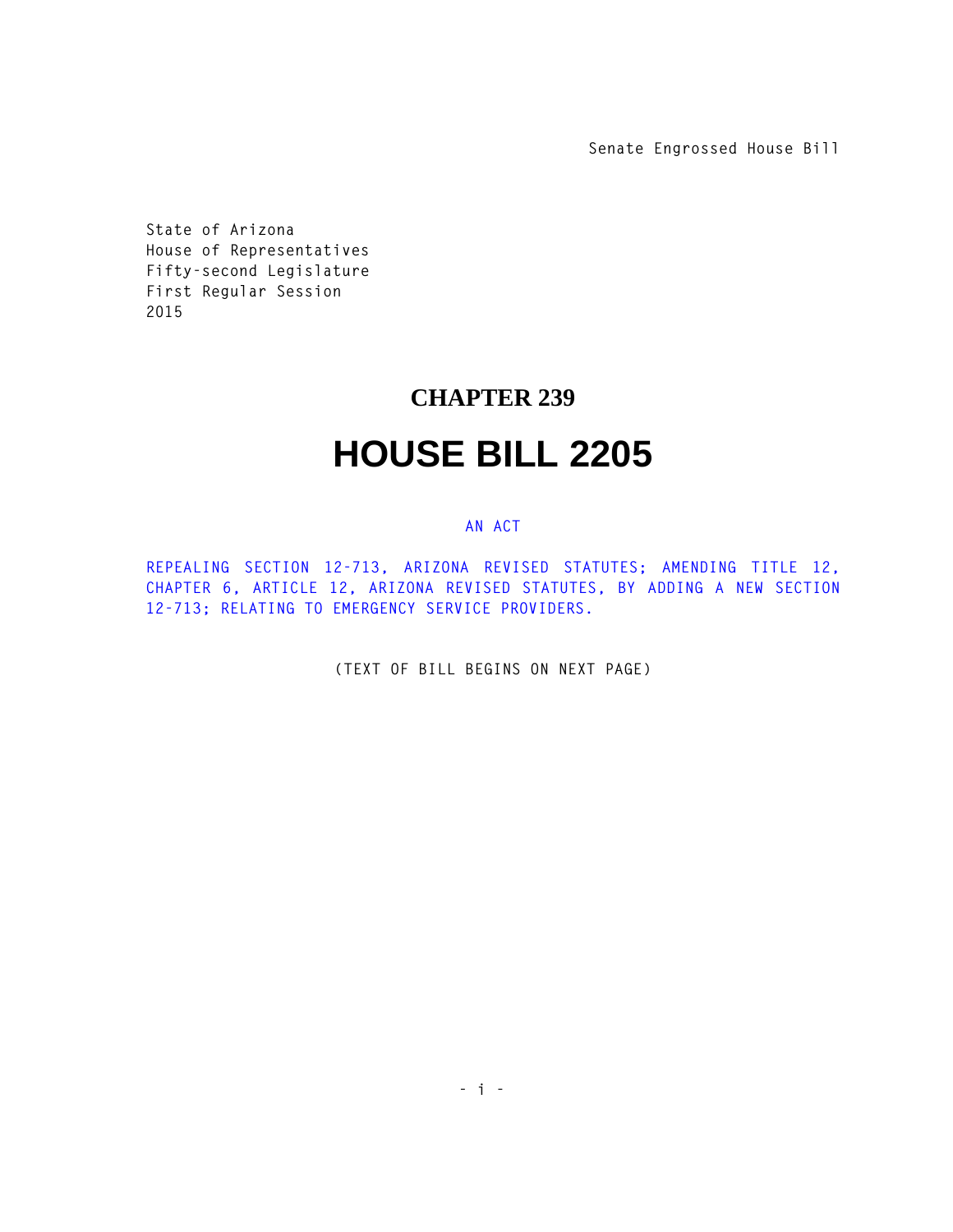Senate Engrossed House Bill

State of Arizona
House of Representatives
Fifty-second Legislature
First Regular Session
2015

# CHAPTER 239

# HOUSE BILL 2205

AN ACT

REPEALING SECTION 12-713, ARIZONA REVISED STATUTES; AMENDING TITLE 12, CHAPTER 6, ARTICLE 12, ARIZONA REVISED STATUTES, BY ADDING A NEW SECTION 12-713; RELATING TO EMERGENCY SERVICE PROVIDERS.

(TEXT OF BILL BEGINS ON NEXT PAGE)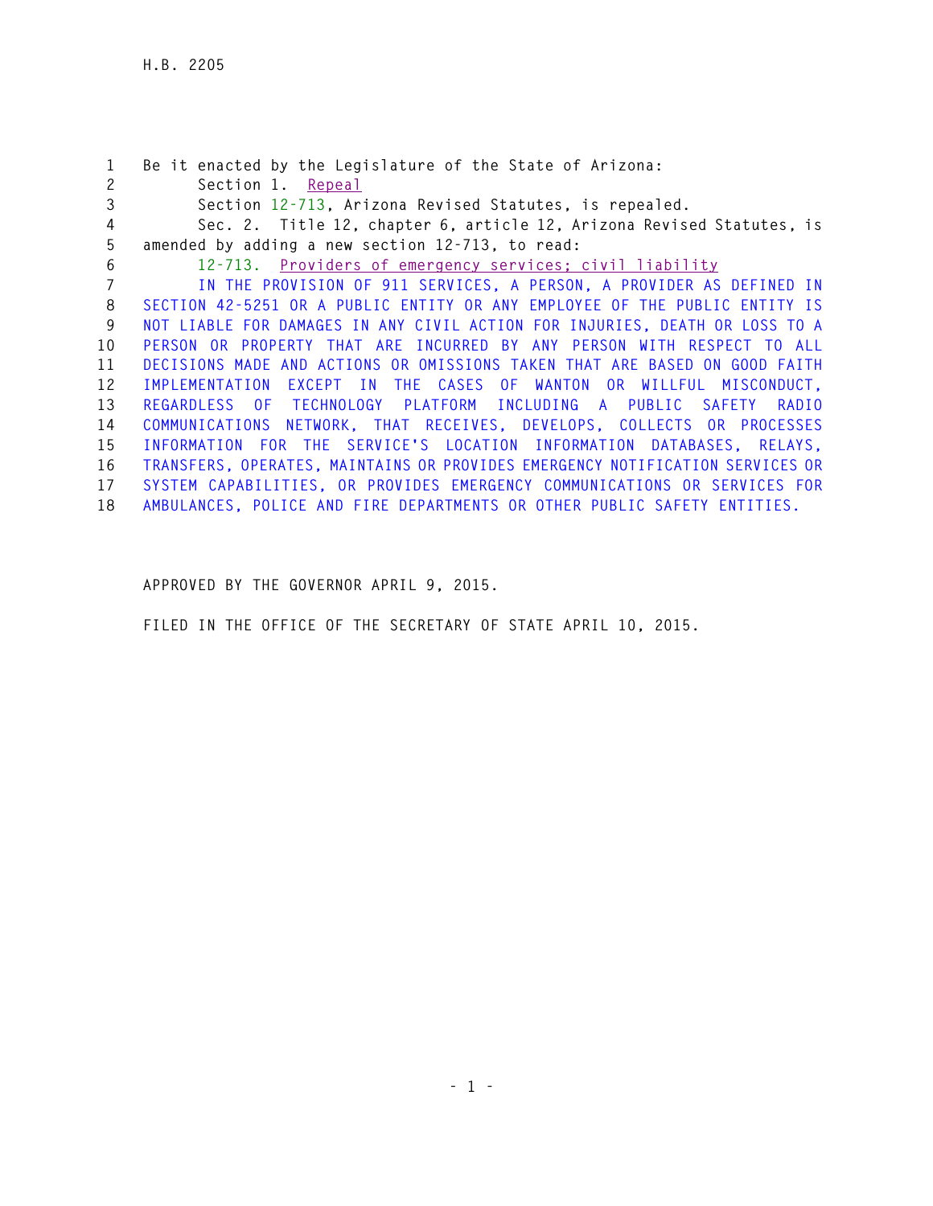Be it enacted by the Legislature of the State of Arizona:

Section 1. Repeal

Section 12-713, Arizona Revised Statutes, is repealed.

Sec. 2. Title 12, chapter 6, article 12, Arizona Revised Statutes, is amended by adding a new section 12-713, to read:

12-713. Providers of emergency services; civil liability

IN THE PROVISION OF 911 SERVICES, A PERSON, A PROVIDER AS DEFINED IN SECTION 42-5251 OR A PUBLIC ENTITY OR ANY EMPLOYEE OF THE PUBLIC ENTITY IS NOT LIABLE FOR DAMAGES IN ANY CIVIL ACTION FOR INJURIES, DEATH OR LOSS TO A PERSON OR PROPERTY THAT ARE INCURRED BY ANY PERSON WITH RESPECT TO ALL DECISIONS MADE AND ACTIONS OR OMISSIONS TAKEN THAT ARE BASED ON GOOD FAITH IMPLEMENTATION EXCEPT IN THE CASES OF WANTON OR WILLFUL MISCONDUCT, REGARDLESS OF TECHNOLOGY PLATFORM INCLUDING A PUBLIC SAFETY RADIO COMMUNICATIONS NETWORK, THAT RECEIVES, DEVELOPS, COLLECTS OR PROCESSES INFORMATION FOR THE SERVICE'S LOCATION INFORMATION DATABASES, RELAYS, TRANSFERS, OPERATES, MAINTAINS OR PROVIDES EMERGENCY NOTIFICATION SERVICES OR SYSTEM CAPABILITIES, OR PROVIDES EMERGENCY COMMUNICATIONS OR SERVICES FOR AMBULANCES, POLICE AND FIRE DEPARTMENTS OR OTHER PUBLIC SAFETY ENTITIES.

APPROVED BY THE GOVERNOR APRIL 9, 2015.

FILED IN THE OFFICE OF THE SECRETARY OF STATE APRIL 10, 2015.